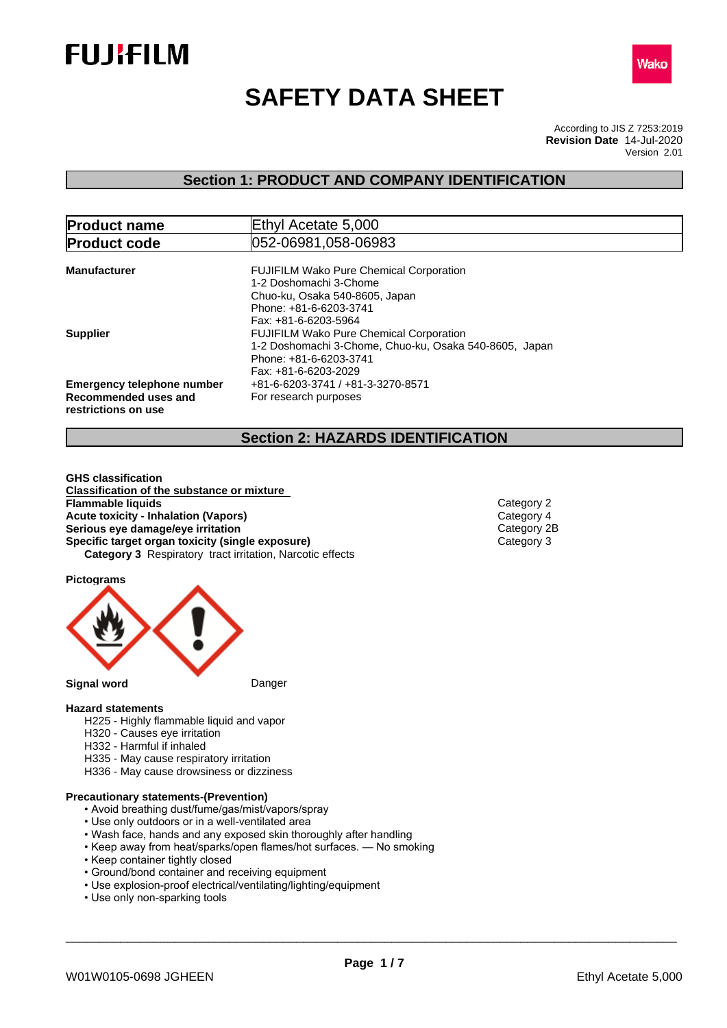# SAFETY DATA SHEET

According to JIS Z 7253:2019
**Revision Date** 14-Jul-2020
Version 2.01

## Section 1: PRODUCT AND COMPANY IDENTIFICATION

| **Product name** | Ethyl Acetate 5,000 |
|---|---|
| **Product code** | 052-06981,058-06983 |

**Manufacturer**
FUJIFILM Wako Pure Chemical Corporation
1-2 Doshomachi 3-Chome
Chuo-ku, Osaka 540-8605, Japan
Phone: +81-6-6203-3741
Fax: +81-6-6203-5964

**Supplier**
FUJIFILM Wako Pure Chemical Corporation
1-2 Doshomachi 3-Chome, Chuo-ku, Osaka 540-8605, Japan
Phone: +81-6-6203-3741
Fax: +81-6-6203-2029

**Emergency telephone number** +81-6-6203-3741 / +81-3-3270-8571

**Recommended uses and restrictions on use** For research purposes

## Section 2: HAZARDS IDENTIFICATION

**GHS classification**

**Classification of the substance or mixture**

| | |
|---|---|
| **Flammable liquids** | Category 2 |
| **Acute toxicity - Inhalation (Vapors)** | Category 4 |
| **Serious eye damage/eye irritation** | Category 2B |
| **Specific target organ toxicity (single exposure)** | Category 3 |

**Category 3** Respiratory tract irritation, Narcotic effects

**Pictograms**

**Signal word** Danger

**Hazard statements**

- H225 - Highly flammable liquid and vapor
- H320 - Causes eye irritation
- H332 - Harmful if inhaled
- H335 - May cause respiratory irritation
- H336 - May cause drowsiness or dizziness

**Precautionary statements-(Prevention)**

- Avoid breathing dust/fume/gas/mist/vapors/spray
- Use only outdoors or in a well-ventilated area
- Wash face, hands and any exposed skin thoroughly after handling
- Keep away from heat/sparks/open flames/hot surfaces. — No smoking
- Keep container tightly closed
- Ground/bond container and receiving equipment
- Use explosion-proof electrical/ventilating/lighting/equipment
- Use only non-sparking tools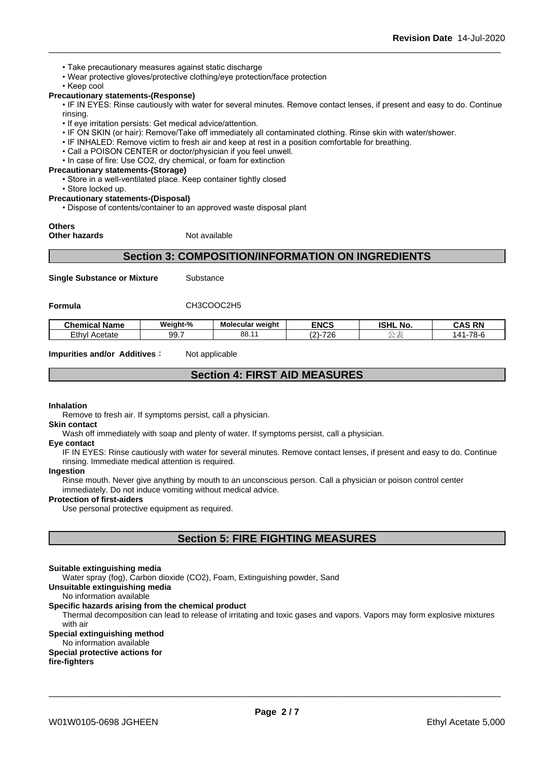• Take precautionary measures against static discharge
• Wear protective gloves/protective clothing/eye protection/face protection
• Keep cool

**Precautionary statements-(Response)**

• IF IN EYES: Rinse cautiously with water for several minutes. Remove contact lenses, if present and easy to do. Continue rinsing.
• If eye irritation persists: Get medical advice/attention.
• IF ON SKIN (or hair): Remove/Take off immediately all contaminated clothing. Rinse skin with water/shower.
• IF INHALED: Remove victim to fresh air and keep at rest in a position comfortable for breathing.
• Call a POISON CENTER or doctor/physician if you feel unwell.
• In case of fire: Use CO2, dry chemical, or foam for extinction

**Precautionary statements-(Storage)**

• Store in a well-ventilated place. Keep container tightly closed
• Store locked up.

**Precautionary statements-(Disposal)**

• Dispose of contents/container to an approved waste disposal plant

**Others**

**Other hazards** Not available

## Section 3: COMPOSITION/INFORMATION ON INGREDIENTS

**Single Substance or Mixture** Substance

**Formula** CH3COOC2H5

| Chemical Name | Weight-% | Molecular weight | ENCS | ISHL No. | CAS RN |
|---|---|---|---|---|---|
| Ethyl Acetate | 99.7 | 88.11 | (2)-726 | 公表 | 141-78-6 |

**Impurities and/or Additives**： Not applicable

## Section 4: FIRST AID MEASURES

**Inhalation**

Remove to fresh air. If symptoms persist, call a physician.

**Skin contact**

Wash off immediately with soap and plenty of water. If symptoms persist, call a physician.

**Eye contact**

IF IN EYES: Rinse cautiously with water for several minutes. Remove contact lenses, if present and easy to do. Continue rinsing. Immediate medical attention is required.

**Ingestion**

Rinse mouth. Never give anything by mouth to an unconscious person. Call a physician or poison control center immediately. Do not induce vomiting without medical advice.

**Protection of first-aiders**

Use personal protective equipment as required.

## Section 5: FIRE FIGHTING MEASURES

**Suitable extinguishing media**

Water spray (fog), Carbon dioxide (CO2), Foam, Extinguishing powder, Sand

**Unsuitable extinguishing media**

No information available

**Specific hazards arising from the chemical product**

Thermal decomposition can lead to release of irritating and toxic gases and vapors. Vapors may form explosive mixtures with air

**Special extinguishing method**

No information available

**Special protective actions for fire-fighters**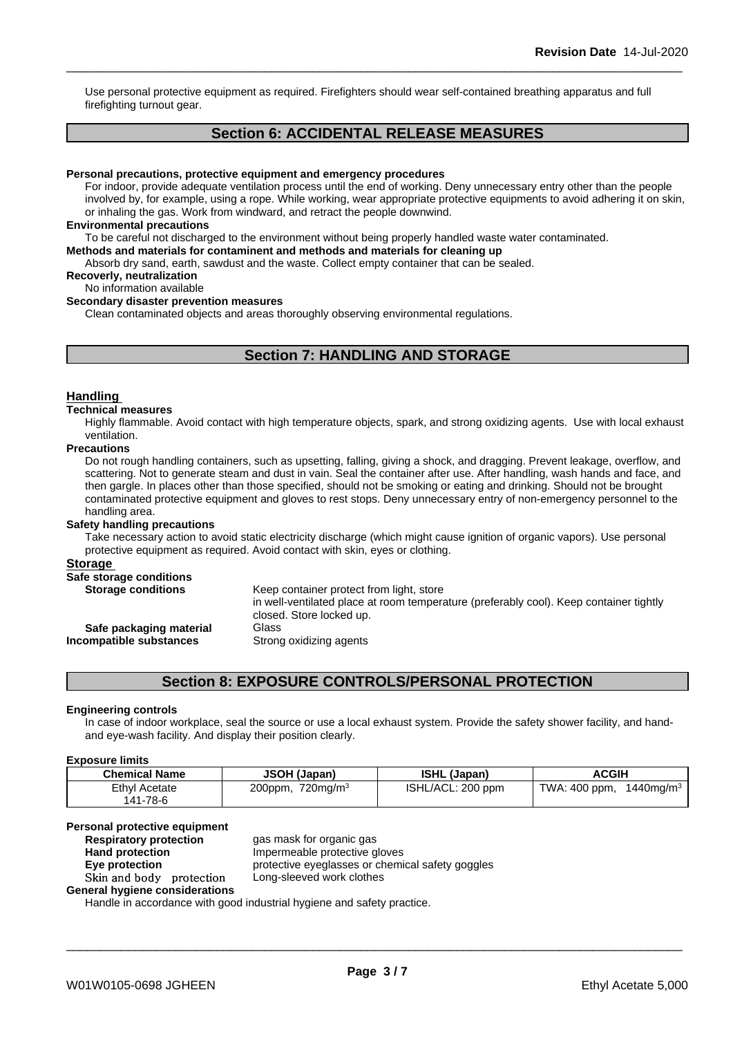Use personal protective equipment as required. Firefighters should wear self-contained breathing apparatus and full firefighting turnout gear.

## Section 6: ACCIDENTAL RELEASE MEASURES

**Personal precautions, protective equipment and emergency procedures**

For indoor, provide adequate ventilation process until the end of working. Deny unnecessary entry other than the people involved by, for example, using a rope. While working, wear appropriate protective equipments to avoid adhering it on skin, or inhaling the gas. Work from windward, and retract the people downwind.

**Environmental precautions**

To be careful not discharged to the environment without being properly handled waste water contaminated.

**Methods and materials for contaminent and methods and materials for cleaning up**

Absorb dry sand, earth, sawdust and the waste. Collect empty container that can be sealed.

**Recoverly, neutralization**

No information available

**Secondary disaster prevention measures**

Clean contaminated objects and areas thoroughly observing environmental regulations.

## Section 7: HANDLING AND STORAGE

### Handling

**Technical measures**

Highly flammable. Avoid contact with high temperature objects, spark, and strong oxidizing agents. Use with local exhaust ventilation.

**Precautions**

Do not rough handling containers, such as upsetting, falling, giving a shock, and dragging. Prevent leakage, overflow, and scattering. Not to generate steam and dust in vain. Seal the container after use. After handling, wash hands and face, and then gargle. In places other than those specified, should not be smoking or eating and drinking. Should not be brought contaminated protective equipment and gloves to rest stops. Deny unnecessary entry of non-emergency personnel to the handling area.

**Safety handling precautions**

Take necessary action to avoid static electricity discharge (which might cause ignition of organic vapors). Use personal protective equipment as required. Avoid contact with skin, eyes or clothing.

### Storage

**Safe storage conditions**

**Storage conditions**: Keep container protect from light, store in well-ventilated place at room temperature (preferably cool). Keep container tightly closed. Store locked up.

**Safe packaging material**: Glass

**Incompatible substances**: Strong oxidizing agents

## Section 8: EXPOSURE CONTROLS/PERSONAL PROTECTION

**Engineering controls**

In case of indoor workplace, seal the source or use a local exhaust system. Provide the safety shower facility, and hand- and eye-wash facility. And display their position clearly.

**Exposure limits**

| Chemical Name | JSOH (Japan) | ISHL (Japan) | ACGIH |
|---|---|---|---|
| Ethyl Acetate 141-78-6 | 200ppm, 720mg/m$^3$ | ISHL/ACL: 200 ppm | TWA: 400 ppm, 1440mg/m$^3$ |

**Personal protective equipment**

**Respiratory protection**: gas mask for organic gas

**Hand protection**: Impermeable protective gloves

**Eye protection**: protective eyeglasses or chemical safety goggles

**Skin and body protection**: Long-sleeved work clothes

**General hygiene considerations**

Handle in accordance with good industrial hygiene and safety practice.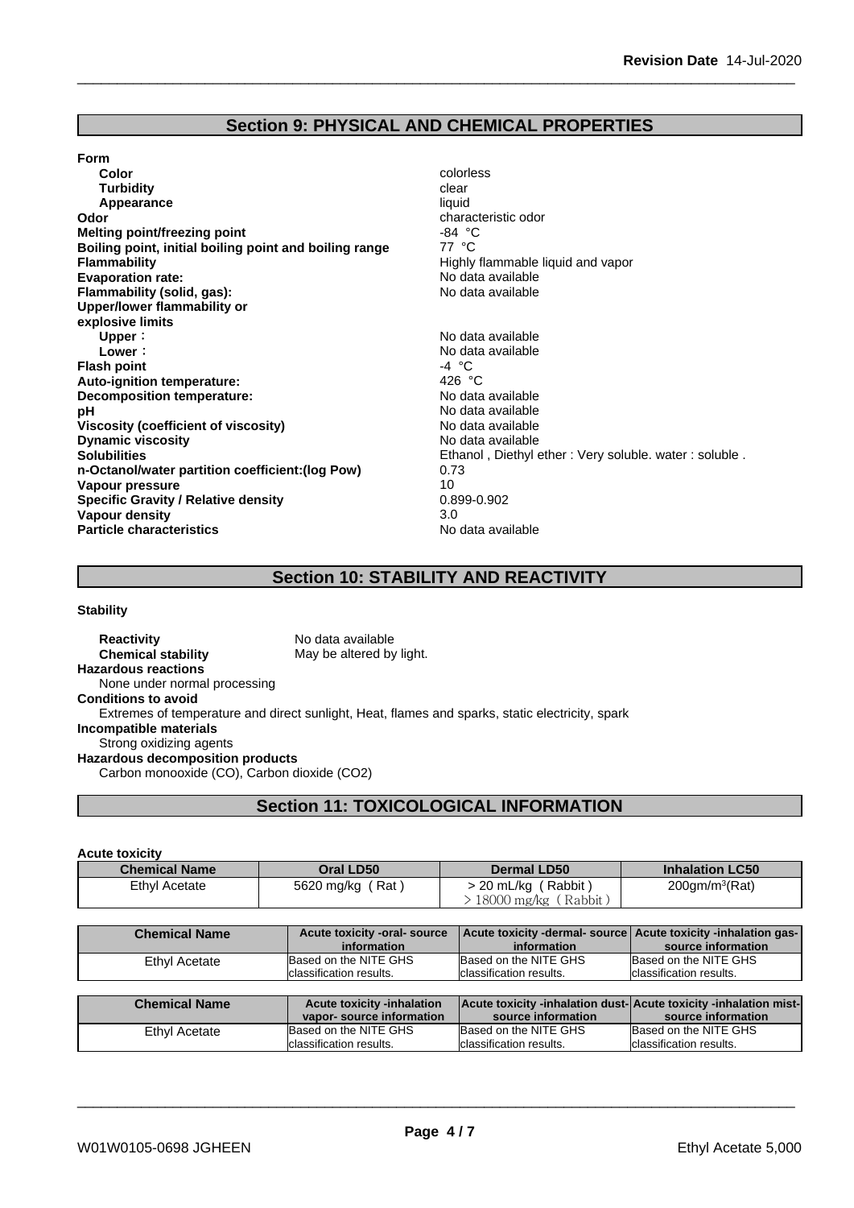## Section 9: PHYSICAL AND CHEMICAL PROPERTIES

**Form**

| | |
|---|---|
| **Color** | colorless |
| **Turbidity** | clear |
| **Appearance** | liquid |
| **Odor** | characteristic odor |
| **Melting point/freezing point** | -84 °C |
| **Boiling point, initial boiling point and boiling range** | 77 °C |
| **Flammability** | Highly flammable liquid and vapor |
| **Evaporation rate:** | No data available |
| **Flammability (solid, gas):** | No data available |
| **Upper/lower flammability or explosive limits** | |
| **Upper**： | No data available |
| **Lower**： | No data available |
| **Flash point** | -4 °C |
| **Auto-ignition temperature:** | 426 °C |
| **Decomposition temperature:** | No data available |
| **pH** | No data available |
| **Viscosity (coefficient of viscosity)** | No data available |
| **Dynamic viscosity** | No data available |
| **Solubilities** | Ethanol , Diethyl ether : Very soluble. water : soluble . |
| **n-Octanol/water partition coefficient:(log Pow)** | 0.73 |
| **Vapour pressure** | 10 |
| **Specific Gravity / Relative density** | 0.899-0.902 |
| **Vapour density** | 3.0 |
| **Particle characteristics** | No data available |

## Section 10: STABILITY AND REACTIVITY

**Stability**

**Reactivity** No data available
**Chemical stability** May be altered by light.

**Hazardous reactions**
None under normal processing

**Conditions to avoid**
Extremes of temperature and direct sunlight, Heat, flames and sparks, static electricity, spark

**Incompatible materials**
Strong oxidizing agents

**Hazardous decomposition products**
Carbon monooxide (CO), Carbon dioxide ($CO_2$)

## Section 11: TOXICOLOGICAL INFORMATION

**Acute toxicity**

| Chemical Name | Oral LD50 | Dermal LD50 | Inhalation LC50 |
|---|---|---|---|
| Ethyl Acetate | 5620 mg/kg ( Rat ) | > 20 mL/kg ( Rabbit )<br>＞18000 mg/kg （Rabbit） | 200gm/m³(Rat) |

| Chemical Name | Acute toxicity -oral- source information | Acute toxicity -dermal- source information | Acute toxicity -inhalation gas- source information |
|---|---|---|---|
| Ethyl Acetate | Based on the NITE GHS classification results. | Based on the NITE GHS classification results. | Based on the NITE GHS classification results. |

| Chemical Name | Acute toxicity -inhalation vapor- source information | Acute toxicity -inhalation dust- source information | Acute toxicity -inhalation mist- source information |
|---|---|---|---|
| Ethyl Acetate | Based on the NITE GHS classification results. | Based on the NITE GHS classification results. | Based on the NITE GHS classification results. |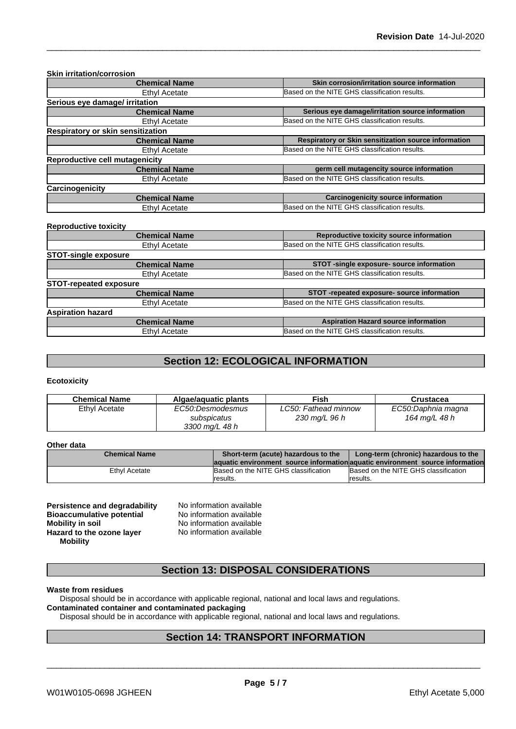**Skin irritation/corrosion**

| Chemical Name | Skin corrosion/irritation source information |
|---|---|
| Ethyl Acetate | Based on the NITE GHS classification results. |

**Serious eye damage/ irritation**

| Chemical Name | Serious eye damage/irritation source information |
|---|---|
| Ethyl Acetate | Based on the NITE GHS classification results. |

**Respiratory or skin sensitization**

| Chemical Name | Respiratory or Skin sensitization source information |
|---|---|
| Ethyl Acetate | Based on the NITE GHS classification results. |

**Reproductive cell mutagenicity**

| Chemical Name | germ cell mutagencity source information |
|---|---|
| Ethyl Acetate | Based on the NITE GHS classification results. |

**Carcinogenicity**

| Chemical Name | Carcinogenicity source information |
|---|---|
| Ethyl Acetate | Based on the NITE GHS classification results. |

**Reproductive toxicity**

| Chemical Name | Reproductive toxicity source information |
|---|---|
| Ethyl Acetate | Based on the NITE GHS classification results. |

**STOT-single exposure**

| Chemical Name | STOT -single exposure- source information |
|---|---|
| Ethyl Acetate | Based on the NITE GHS classification results. |

**STOT-repeated exposure**

| Chemical Name | STOT -repeated exposure- source information |
|---|---|
| Ethyl Acetate | Based on the NITE GHS classification results. |

**Aspiration hazard**

| Chemical Name | Aspiration Hazard source information |
|---|---|
| Ethyl Acetate | Based on the NITE GHS classification results. |

## Section 12: ECOLOGICAL INFORMATION

**Ecotoxicity**

| Chemical Name | Algae/aquatic plants | Fish | Crustacea |
|---|---|---|---|
| Ethyl Acetate | *EC50:Desmodesmus subspicatus 3300 mg/L 48 h* | *LC50: Fathead minnow 230 mg/L 96 h* | *EC50:Daphnia magna 164 mg/L 48 h* |

**Other data**

| Chemical Name | Short-term (acute) hazardous to the aquatic environment source information | Long-term (chronic) hazardous to the aquatic environment source information |
|---|---|---|
| Ethyl Acetate | Based on the NITE GHS classification results. | Based on the NITE GHS classification results. |

**Persistence and degradability** No information available
**Bioaccumulative potential** No information available
**Mobility in soil** No information available
**Hazard to the ozone layer** No information available
**Mobility**

## Section 13: DISPOSAL CONSIDERATIONS

**Waste from residues**

Disposal should be in accordance with applicable regional, national and local laws and regulations.

**Contaminated container and contaminated packaging**

Disposal should be in accordance with applicable regional, national and local laws and regulations.

## Section 14: TRANSPORT INFORMATION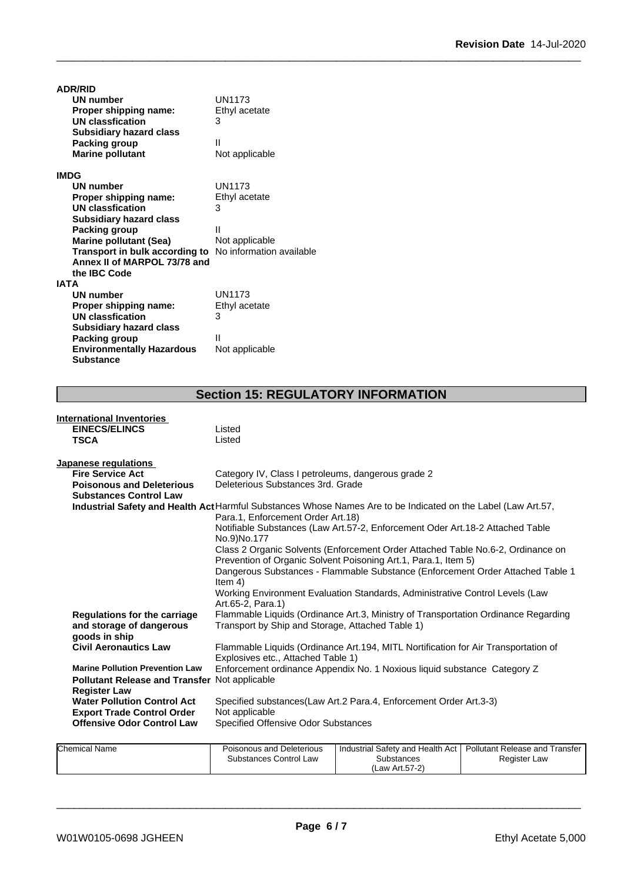**ADR/RID**

| | |
|---|---|
| **UN number** | UN1173 |
| **Proper shipping name:** | Ethyl acetate |
| **UN classfication** | 3 |
| **Subsidiary hazard class** | |
| **Packing group** | II |
| **Marine pollutant** | Not applicable |

**IMDG**

| | |
|---|---|
| **UN number** | UN1173 |
| **Proper shipping name:** | Ethyl acetate |
| **UN classfication** | 3 |
| **Subsidiary hazard class** | |
| **Packing group** | II |
| **Marine pollutant (Sea)** | Not applicable |
| **Transport in bulk according to Annex II of MARPOL 73/78 and the IBC Code** | No information available |

**IATA**

| | |
|---|---|
| **UN number** | UN1173 |
| **Proper shipping name:** | Ethyl acetate |
| **UN classfication** | 3 |
| **Subsidiary hazard class** | |
| **Packing group** | II |
| **Environmentally Hazardous Substance** | Not applicable |

## Section 15: REGULATORY INFORMATION

**International Inventories**

| | |
|---|---|
| **EINECS/ELINCS** | Listed |
| **TSCA** | Listed |

**Japanese regulations**

| | |
|---|---|
| **Fire Service Act** | Category IV, Class I petroleums, dangerous grade 2 |
| **Poisonous and Deleterious Substances Control Law** | Deleterious Substances 3rd. Grade |
| **Industrial Safety and Health Act** | Harmful Substances Whose Names Are to be Indicated on the Label (Law Art.57, Para.1, Enforcement Order Art.18)<br>Notifiable Substances (Law Art.57-2, Enforcement Oder Art.18-2 Attached Table No.9)No.177<br>Class 2 Organic Solvents (Enforcement Order Attached Table No.6-2, Ordinance on Prevention of Organic Solvent Poisoning Art.1, Para.1, Item 5)<br>Dangerous Substances - Flammable Substance (Enforcement Order Attached Table 1 Item 4)<br>Working Environment Evaluation Standards, Administrative Control Levels (Law Art.65-2, Para.1) |
| **Regulations for the carriage and storage of dangerous goods in ship** | Flammable Liquids (Ordinance Art.3, Ministry of Transportation Ordinance Regarding Transport by Ship and Storage, Attached Table 1) |
| **Civil Aeronautics Law** | Flammable Liquids (Ordinance Art.194, MITL Notification for Air Transportation of Explosives etc., Attached Table 1) |
| **Marine Pollution Prevention Law** | Enforcement ordinance Appendix No. 1 Noxious liquid substance Category Z |
| **Pollutant Release and Transfer Register Law** | Not applicable |
| **Water Pollution Control Act** | Specified substances(Law Art.2 Para.4, Enforcement Order Art.3-3) |
| **Export Trade Control Order** | Not applicable |
| **Offensive Odor Control Law** | Specified Offensive Odor Substances |

| Chemical Name | Poisonous and Deleterious Substances Control Law | Industrial Safety and Health Act Substances (Law Art.57-2) | Pollutant Release and Transfer Register Law |
|---|---|---|---|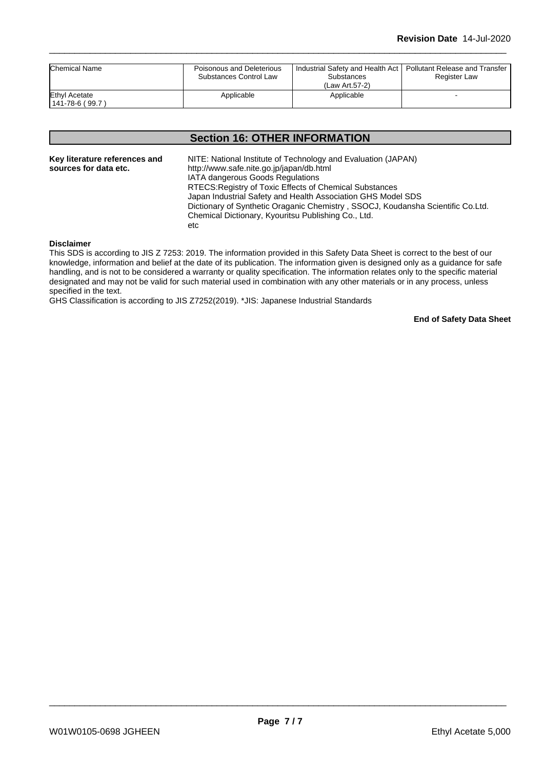| Chemical Name | Poisonous and Deleterious Substances Control Law | Industrial Safety and Health Act Substances (Law Art.57-2) | Pollutant Release and Transfer Register Law |
|---|---|---|---|
| Ethyl Acetate 141-78-6 ( 99.7 ) | Applicable | Applicable | - |

## Section 16: OTHER INFORMATION

**Key literature references and sources for data etc.**

NITE: National Institute of Technology and Evaluation (JAPAN)
http://www.safe.nite.go.jp/japan/db.html
IATA dangerous Goods Regulations
RTECS:Registry of Toxic Effects of Chemical Substances
Japan Industrial Safety and Health Association GHS Model SDS
Dictionary of Synthetic Oraganic Chemistry , SSOCJ, Koudansha Scientific Co.Ltd.
Chemical Dictionary, Kyouritsu Publishing Co., Ltd.
etc

**Disclaimer**

This SDS is according to JIS Z 7253: 2019. The information provided in this Safety Data Sheet is correct to the best of our knowledge, information and belief at the date of its publication. The information given is designed only as a guidance for safe handling, and is not to be considered a warranty or quality specification. The information relates only to the specific material designated and may not be valid for such material used in combination with any other materials or in any process, unless specified in the text.

GHS Classification is according to JIS Z7252(2019). *JIS: Japanese Industrial Standards

**End of Safety Data Sheet**